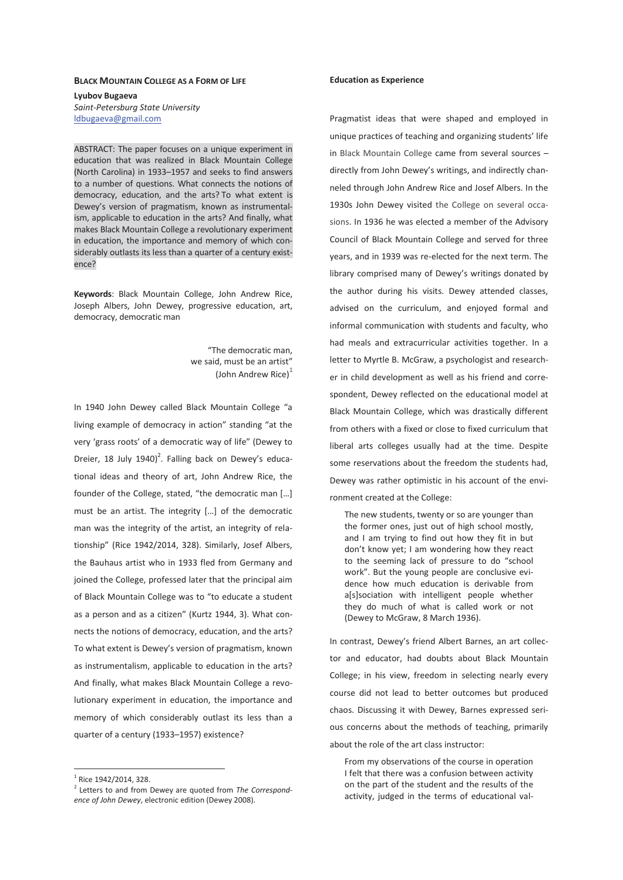# BLACK MOUNTAIN COLLEGE AS A FORM OF LIFE

**Lyubov Bugaeva**
*Saint-Petersburg State University*
ldbugaeva@gmail.com

ABSTRACT: The paper focuses on a unique experiment in education that was realized in Black Mountain College (North Carolina) in 1933–1957 and seeks to find answers to a number of questions. What connects the notions of democracy, education, and the arts? To what extent is Dewey's version of pragmatism, known as instrumentalism, applicable to education in the arts? And finally, what makes Black Mountain College a revolutionary experiment in education, the importance and memory of which considerably outlasts its less than a quarter of a century existence?

**Keywords**: Black Mountain College, John Andrew Rice, Joseph Albers, John Dewey, progressive education, art, democracy, democratic man

> "The democratic man,
> we said, must be an artist"
> (John Andrew Rice)[1]

In 1940 John Dewey called Black Mountain College "a living example of democracy in action" standing "at the very 'grass roots' of a democratic way of life" (Dewey to Dreier, 18 July 1940)[2]. Falling back on Dewey's educational ideas and theory of art, John Andrew Rice, the founder of the College, stated, "the democratic man […] must be an artist. The integrity […] of the democratic man was the integrity of the artist, an integrity of relationship" (Rice 1942/2014, 328). Similarly, Josef Albers, the Bauhaus artist who in 1933 fled from Germany and joined the College, professed later that the principal aim of Black Mountain College was to "to educate a student as a person and as a citizen" (Kurtz 1944, 3). What connects the notions of democracy, education, and the arts? To what extent is Dewey's version of pragmatism, known as instrumentalism, applicable to education in the arts? And finally, what makes Black Mountain College a revolutionary experiment in education, the importance and memory of which considerably outlast its less than a quarter of a century (1933–1957) existence?

## Education as Experience

Pragmatist ideas that were shaped and employed in unique practices of teaching and organizing students' life in Black Mountain College came from several sources – directly from John Dewey's writings, and indirectly channeled through John Andrew Rice and Josef Albers. In the 1930s John Dewey visited the College on several occasions. In 1936 he was elected a member of the Advisory Council of Black Mountain College and served for three years, and in 1939 was re-elected for the next term. The library comprised many of Dewey's writings donated by the author during his visits. Dewey attended classes, advised on the curriculum, and enjoyed formal and informal communication with students and faculty, who had meals and extracurricular activities together. In a letter to Myrtle B. McGraw, a psychologist and researcher in child development as well as his friend and correspondent, Dewey reflected on the educational model at Black Mountain College, which was drastically different from others with a fixed or close to fixed curriculum that liberal arts colleges usually had at the time. Despite some reservations about the freedom the students had, Dewey was rather optimistic in his account of the environment created at the College:

> The new students, twenty or so are younger than the former ones, just out of high school mostly, and I am trying to find out how they fit in but don't know yet; I am wondering how they react to the seeming lack of pressure to do "school work". But the young people are conclusive evidence how much education is derivable from a[s]sociation with intelligent people whether they do much of what is called work or not (Dewey to McGraw, 8 March 1936).

In contrast, Dewey's friend Albert Barnes, an art collector and educator, had doubts about Black Mountain College; in his view, freedom in selecting nearly every course did not lead to better outcomes but produced chaos. Discussing it with Dewey, Barnes expressed serious concerns about the methods of teaching, primarily about the role of the art class instructor:

> From my observations of the course in operation I felt that there was a confusion between activity on the part of the student and the results of the activity, judged in the terms of educational val-

---

[1] Rice 1942/2014, 328.

[2] Letters to and from Dewey are quoted from *The Correspondence of John Dewey*, electronic edition (Dewey 2008).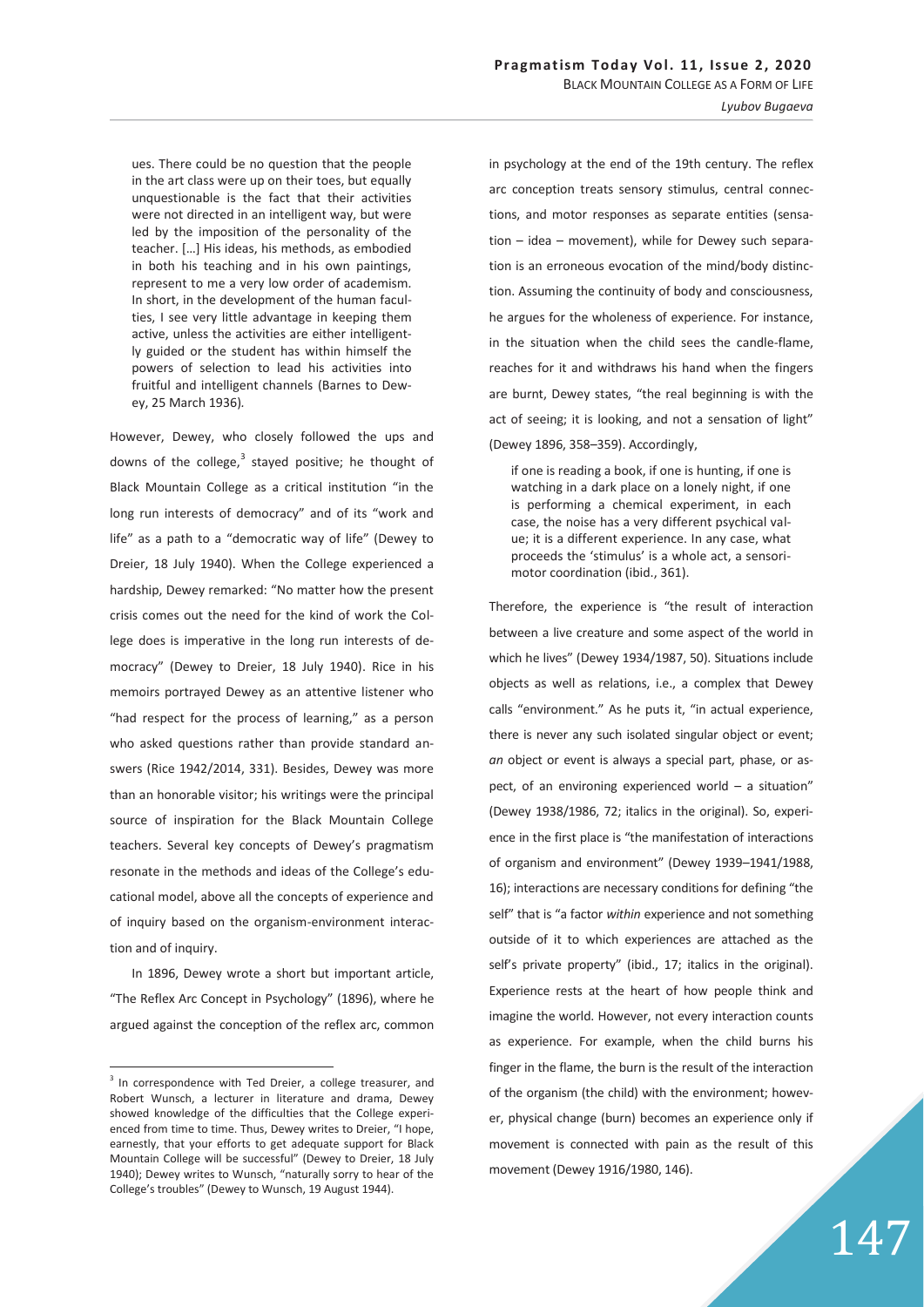ues. There could be no question that the people in the art class were up on their toes, but equally unquestionable is the fact that their activities were not directed in an intelligent way, but were led by the imposition of the personality of the teacher. […] His ideas, his methods, as embodied in both his teaching and in his own paintings, represent to me a very low order of academism. In short, in the development of the human faculties, I see very little advantage in keeping them active, unless the activities are either intelligently guided or the student has within himself the powers of selection to lead his activities into fruitful and intelligent channels (Barnes to Dewey, 25 March 1936).

However, Dewey, who closely followed the ups and downs of the college,[3] stayed positive; he thought of Black Mountain College as a critical institution "in the long run interests of democracy" and of its "work and life" as a path to a "democratic way of life" (Dewey to Dreier, 18 July 1940). When the College experienced a hardship, Dewey remarked: "No matter how the present crisis comes out the need for the kind of work the College does is imperative in the long run interests of democracy" (Dewey to Dreier, 18 July 1940). Rice in his memoirs portrayed Dewey as an attentive listener who "had respect for the process of learning," as a person who asked questions rather than provide standard answers (Rice 1942/2014, 331). Besides, Dewey was more than an honorable visitor; his writings were the principal source of inspiration for the Black Mountain College teachers. Several key concepts of Dewey's pragmatism resonate in the methods and ideas of the College's educational model, above all the concepts of experience and of inquiry based on the organism-environment interaction and of inquiry.

In 1896, Dewey wrote a short but important article, "The Reflex Arc Concept in Psychology" (1896), where he argued against the conception of the reflex arc, common in psychology at the end of the 19th century. The reflex arc conception treats sensory stimulus, central connections, and motor responses as separate entities (sensation – idea – movement), while for Dewey such separation is an erroneous evocation of the mind/body distinction. Assuming the continuity of body and consciousness, he argues for the wholeness of experience. For instance, in the situation when the child sees the candle-flame, reaches for it and withdraws his hand when the fingers are burnt, Dewey states, "the real beginning is with the act of seeing; it is looking, and not a sensation of light" (Dewey 1896, 358–359). Accordingly,

> if one is reading a book, if one is hunting, if one is watching in a dark place on a lonely night, if one is performing a chemical experiment, in each case, the noise has a very different psychical value; it is a different experience. In any case, what proceeds the 'stimulus' is a whole act, a sensorimotor coordination (ibid., 361).

Therefore, the experience is "the result of interaction between a live creature and some aspect of the world in which he lives" (Dewey 1934/1987, 50). Situations include objects as well as relations, i.e., a complex that Dewey calls "environment." As he puts it, "in actual experience, there is never any such isolated singular object or event; *an* object or event is always a special part, phase, or aspect, of an environing experienced world – a situation" (Dewey 1938/1986, 72; italics in the original). So, experience in the first place is "the manifestation of interactions of organism and environment" (Dewey 1939–1941/1988, 16); interactions are necessary conditions for defining "the self" that is "a factor *within* experience and not something outside of it to which experiences are attached as the self's private property" (ibid., 17; italics in the original). Experience rests at the heart of how people think and imagine the world. However, not every interaction counts as experience. For example, when the child burns his finger in the flame, the burn is the result of the interaction of the organism (the child) with the environment; however, physical change (burn) becomes an experience only if movement is connected with pain as the result of this movement (Dewey 1916/1980, 146).

---

[3] In correspondence with Ted Dreier, a college treasurer, and Robert Wunsch, a lecturer in literature and drama, Dewey showed knowledge of the difficulties that the College experienced from time to time. Thus, Dewey writes to Dreier, "I hope, earnestly, that your efforts to get adequate support for Black Mountain College will be successful" (Dewey to Dreier, 18 July 1940); Dewey writes to Wunsch, "naturally sorry to hear of the College's troubles" (Dewey to Wunsch, 19 August 1944).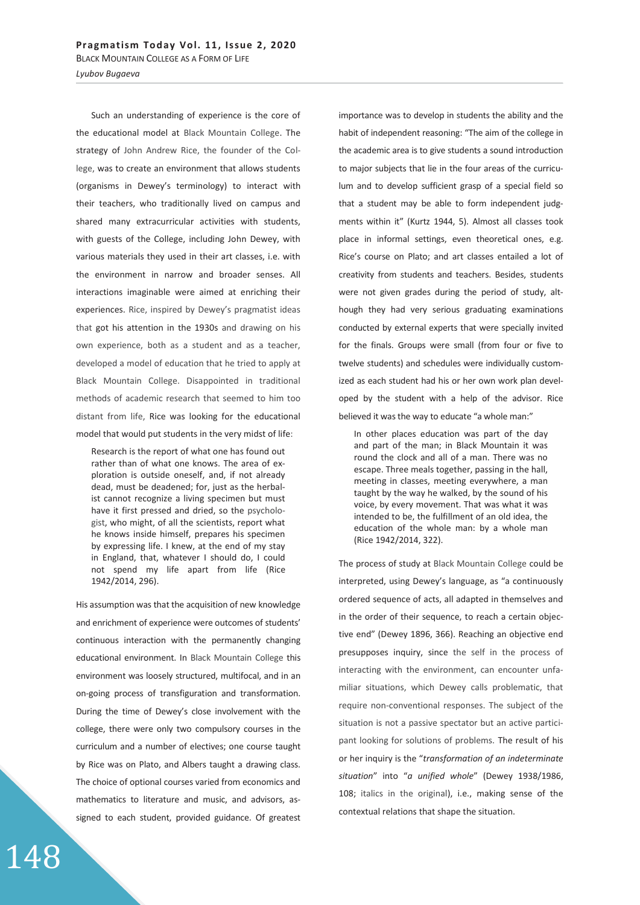Such an understanding of experience is the core of the educational model at Black Mountain College. The strategy of John Andrew Rice, the founder of the College, was to create an environment that allows students (organisms in Dewey's terminology) to interact with their teachers, who traditionally lived on campus and shared many extracurricular activities with students, with guests of the College, including John Dewey, with various materials they used in their art classes, i.e. with the environment in narrow and broader senses. All interactions imaginable were aimed at enriching their experiences. Rice, inspired by Dewey's pragmatist ideas that got his attention in the 1930s and drawing on his own experience, both as a student and as a teacher, developed a model of education that he tried to apply at Black Mountain College. Disappointed in traditional methods of academic research that seemed to him too distant from life, Rice was looking for the educational model that would put students in the very midst of life:

> Research is the report of what one has found out rather than of what one knows. The area of exploration is outside oneself, and, if not already dead, must be deadened; for, just as the herbalist cannot recognize a living specimen but must have it first pressed and dried, so the psychologist, who might, of all the scientists, report what he knows inside himself, prepares his specimen by expressing life. I knew, at the end of my stay in England, that, whatever I should do, I could not spend my life apart from life (Rice 1942/2014, 296).

His assumption was that the acquisition of new knowledge and enrichment of experience were outcomes of students' continuous interaction with the permanently changing educational environment. In Black Mountain College this environment was loosely structured, multifocal, and in an on-going process of transfiguration and transformation. During the time of Dewey's close involvement with the college, there were only two compulsory courses in the curriculum and a number of electives; one course taught by Rice was on Plato, and Albers taught a drawing class. The choice of optional courses varied from economics and mathematics to literature and music, and advisors, assigned to each student, provided guidance. Of greatest importance was to develop in students the ability and the habit of independent reasoning: "The aim of the college in the academic area is to give students a sound introduction to major subjects that lie in the four areas of the curriculum and to develop sufficient grasp of a special field so that a student may be able to form independent judgments within it" (Kurtz 1944, 5). Almost all classes took place in informal settings, even theoretical ones, e.g. Rice's course on Plato; and art classes entailed a lot of creativity from students and teachers. Besides, students were not given grades during the period of study, although they had very serious graduating examinations conducted by external experts that were specially invited for the finals. Groups were small (from four or five to twelve students) and schedules were individually customized as each student had his or her own work plan developed by the student with a help of the advisor. Rice believed it was the way to educate "a whole man:"

> In other places education was part of the day and part of the man; in Black Mountain it was round the clock and all of a man. There was no escape. Three meals together, passing in the hall, meeting in classes, meeting everywhere, a man taught by the way he walked, by the sound of his voice, by every movement. That was what it was intended to be, the fulfillment of an old idea, the education of the whole man: by a whole man (Rice 1942/2014, 322).

The process of study at Black Mountain College could be interpreted, using Dewey's language, as "a continuously ordered sequence of acts, all adapted in themselves and in the order of their sequence, to reach a certain objective end" (Dewey 1896, 366). Reaching an objective end presupposes inquiry, since the self in the process of interacting with the environment, can encounter unfamiliar situations, which Dewey calls problematic, that require non-conventional responses. The subject of the situation is not a passive spectator but an active participant looking for solutions of problems. The result of his or her inquiry is the "*transformation of an indeterminate situation*" into "*a unified whole*" (Dewey 1938/1986, 108; italics in the original), i.e., making sense of the contextual relations that shape the situation.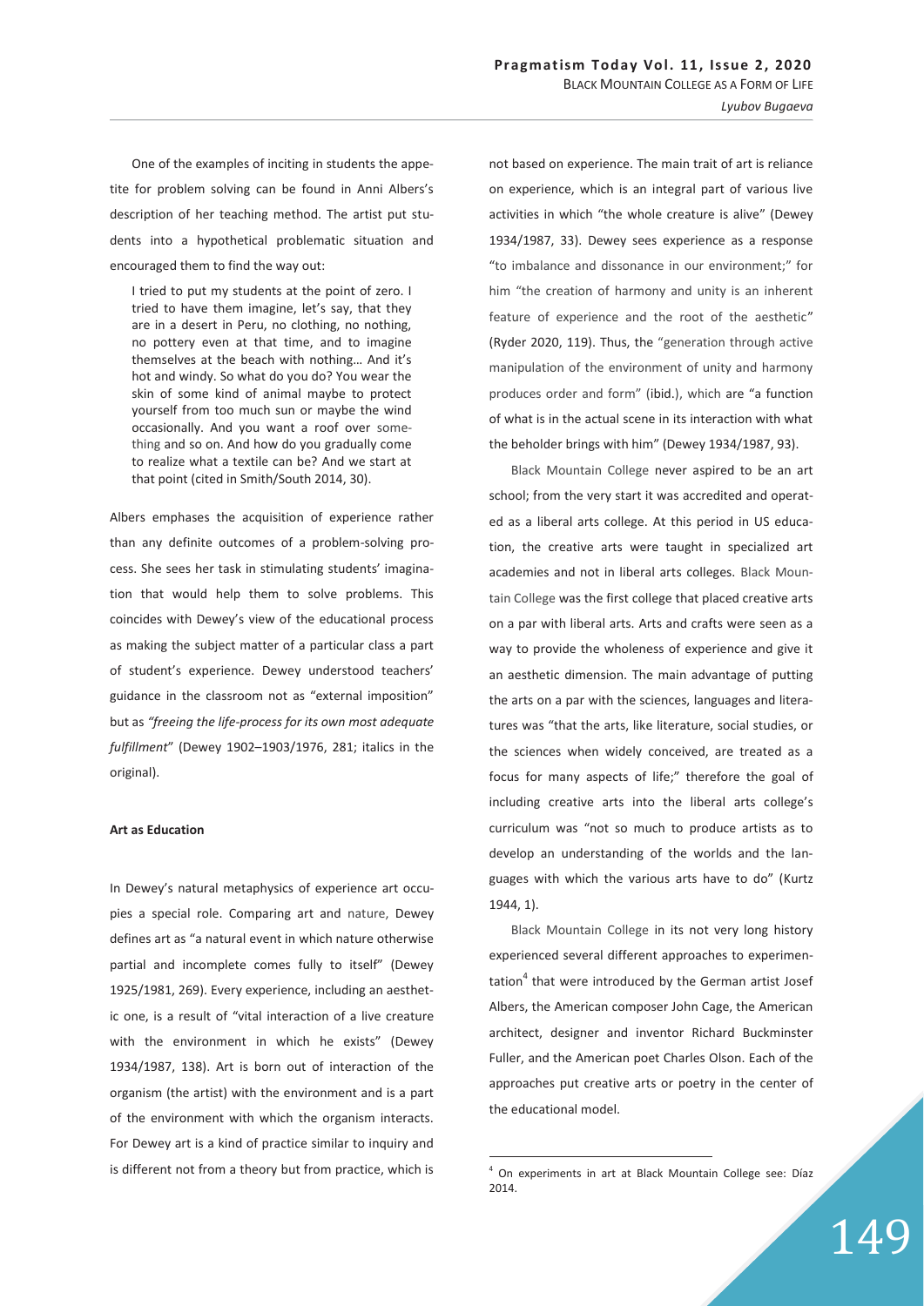One of the examples of inciting in students the appetite for problem solving can be found in Anni Albers's description of her teaching method. The artist put students into a hypothetical problematic situation and encouraged them to find the way out:

> I tried to put my students at the point of zero. I tried to have them imagine, let's say, that they are in a desert in Peru, no clothing, no nothing, no pottery even at that time, and to imagine themselves at the beach with nothing… And it's hot and windy. So what do you do? You wear the skin of some kind of animal maybe to protect yourself from too much sun or maybe the wind occasionally. And you want a roof over something and so on. And how do you gradually come to realize what a textile can be? And we start at that point (cited in Smith/South 2014, 30).

Albers emphases the acquisition of experience rather than any definite outcomes of a problem-solving process. She sees her task in stimulating students' imagination that would help them to solve problems. This coincides with Dewey's view of the educational process as making the subject matter of a particular class a part of student's experience. Dewey understood teachers' guidance in the classroom not as "external imposition" but as *"freeing the life-process for its own most adequate fulfillment"* (Dewey 1902–1903/1976, 281; italics in the original).

**Art as Education**

In Dewey's natural metaphysics of experience art occupies a special role. Comparing art and nature, Dewey defines art as "a natural event in which nature otherwise partial and incomplete comes fully to itself" (Dewey 1925/1981, 269). Every experience, including an aesthetic one, is a result of "vital interaction of a live creature with the environment in which he exists" (Dewey 1934/1987, 138). Art is born out of interaction of the organism (the artist) with the environment and is a part of the environment with which the organism interacts. For Dewey art is a kind of practice similar to inquiry and is different not from a theory but from practice, which is not based on experience. The main trait of art is reliance on experience, which is an integral part of various live activities in which "the whole creature is alive" (Dewey 1934/1987, 33). Dewey sees experience as a response "to imbalance and dissonance in our environment;" for him "the creation of harmony and unity is an inherent feature of experience and the root of the aesthetic" (Ryder 2020, 119). Thus, the "generation through active manipulation of the environment of unity and harmony produces order and form" (ibid.), which are "a function of what is in the actual scene in its interaction with what the beholder brings with him" (Dewey 1934/1987, 93).

Black Mountain College never aspired to be an art school; from the very start it was accredited and operated as a liberal arts college. At this period in US education, the creative arts were taught in specialized art academies and not in liberal arts colleges. Black Mountain College was the first college that placed creative arts on a par with liberal arts. Arts and crafts were seen as a way to provide the wholeness of experience and give it an aesthetic dimension. The main advantage of putting the arts on a par with the sciences, languages and literatures was "that the arts, like literature, social studies, or the sciences when widely conceived, are treated as a focus for many aspects of life;" therefore the goal of including creative arts into the liberal arts college's curriculum was "not so much to produce artists as to develop an understanding of the worlds and the languages with which the various arts have to do" (Kurtz 1944, 1).

Black Mountain College in its not very long history experienced several different approaches to experimentation[4] that were introduced by the German artist Josef Albers, the American composer John Cage, the American architect, designer and inventor Richard Buckminster Fuller, and the American poet Charles Olson. Each of the approaches put creative arts or poetry in the center of the educational model.

[4] On experiments in art at Black Mountain College see: Díaz 2014.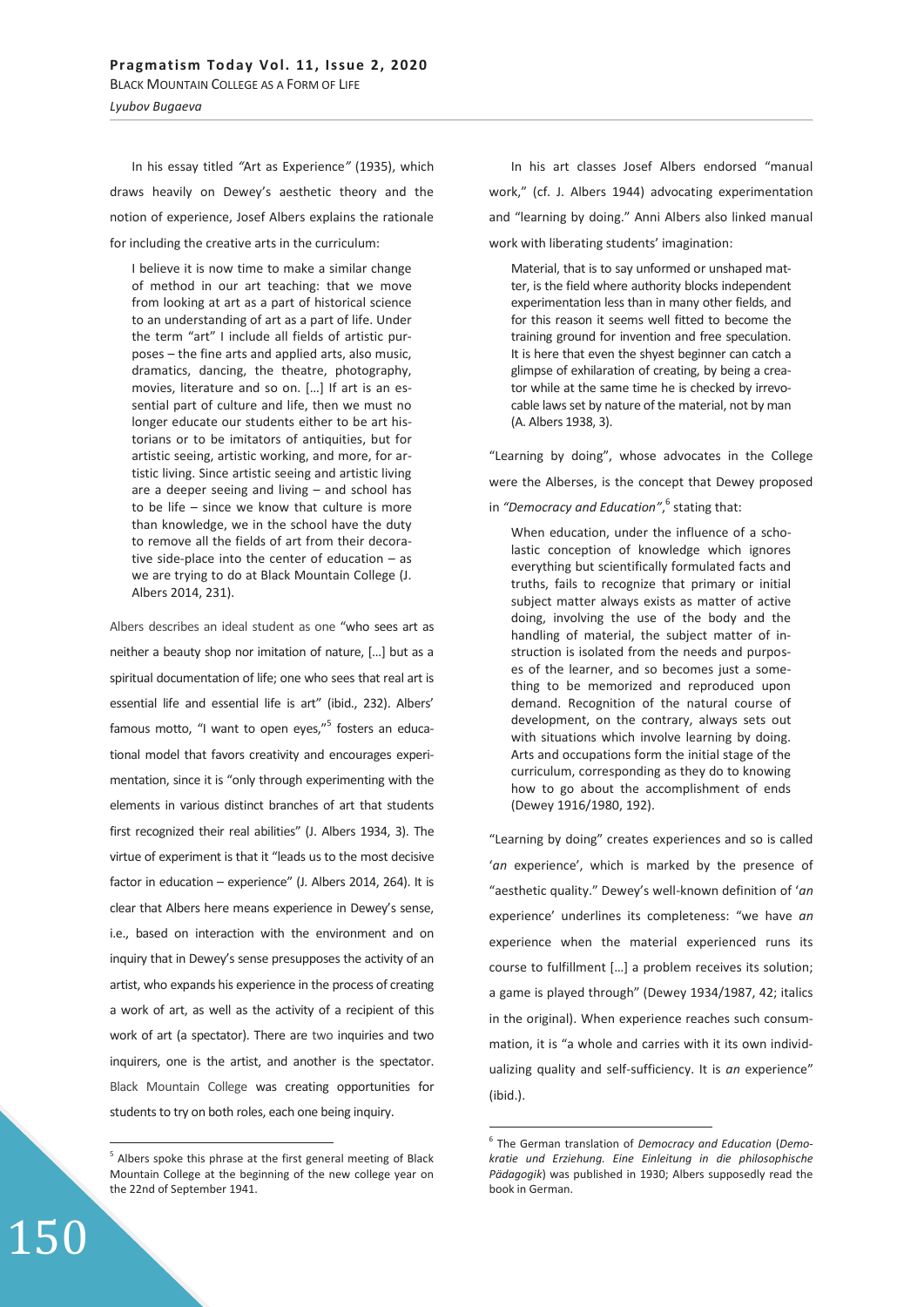In his essay titled *"Art as Experience"* (1935), which draws heavily on Dewey's aesthetic theory and the notion of experience, Josef Albers explains the rationale for including the creative arts in the curriculum:

> I believe it is now time to make a similar change of method in our art teaching: that we move from looking at art as a part of historical science to an understanding of art as a part of life. Under the term "art" I include all fields of artistic purposes – the fine arts and applied arts, also music, dramatics, dancing, the theatre, photography, movies, literature and so on. […] If art is an essential part of culture and life, then we must no longer educate our students either to be art historians or to be imitators of antiquities, but for artistic seeing, artistic working, and more, for artistic living. Since artistic seeing and artistic living are a deeper seeing and living – and school has to be life – since we know that culture is more than knowledge, we in the school have the duty to remove all the fields of art from their decorative side-place into the center of education – as we are trying to do at Black Mountain College (J. Albers 2014, 231).

Albers describes an ideal student as one "who sees art as neither a beauty shop nor imitation of nature, […] but as a spiritual documentation of life; one who sees that real art is essential life and essential life is art" (ibid., 232). Albers' famous motto, "I want to open eyes,"[5] fosters an educational model that favors creativity and encourages experimentation, since it is "only through experimenting with the elements in various distinct branches of art that students first recognized their real abilities" (J. Albers 1934, 3). The virtue of experiment is that it "leads us to the most decisive factor in education – experience" (J. Albers 2014, 264). It is clear that Albers here means experience in Dewey's sense, i.e., based on interaction with the environment and on inquiry that in Dewey's sense presupposes the activity of an artist, who expands his experience in the process of creating a work of art, as well as the activity of a recipient of this work of art (a spectator). There are two inquiries and two inquirers, one is the artist, and another is the spectator. Black Mountain College was creating opportunities for students to try on both roles, each one being inquiry.

In his art classes Josef Albers endorsed "manual work," (cf. J. Albers 1944) advocating experimentation and "learning by doing." Anni Albers also linked manual work with liberating students' imagination:

> Material, that is to say unformed or unshaped matter, is the field where authority blocks independent experimentation less than in many other fields, and for this reason it seems well fitted to become the training ground for invention and free speculation. It is here that even the shyest beginner can catch a glimpse of exhilaration of creating, by being a creator while at the same time he is checked by irrevocable laws set by nature of the material, not by man (A. Albers 1938, 3).

"Learning by doing", whose advocates in the College were the Alberses, is the concept that Dewey proposed in *"Democracy and Education"*,[6] stating that:

> When education, under the influence of a scholastic conception of knowledge which ignores everything but scientifically formulated facts and truths, fails to recognize that primary or initial subject matter always exists as matter of active doing, involving the use of the body and the handling of material, the subject matter of instruction is isolated from the needs and purposes of the learner, and so becomes just a something to be memorized and reproduced upon demand. Recognition of the natural course of development, on the contrary, always sets out with situations which involve learning by doing. Arts and occupations form the initial stage of the curriculum, corresponding as they do to knowing how to go about the accomplishment of ends (Dewey 1916/1980, 192).

"Learning by doing" creates experiences and so is called '*an* experience', which is marked by the presence of "aesthetic quality." Dewey's well-known definition of '*an* experience' underlines its completeness: "we have *an* experience when the material experienced runs its course to fulfillment […] a problem receives its solution; a game is played through" (Dewey 1934/1987, 42; italics in the original). When experience reaches such consummation, it is "a whole and carries with it its own individualizing quality and self-sufficiency. It is *an* experience" (ibid.).

---

[5] Albers spoke this phrase at the first general meeting of Black Mountain College at the beginning of the new college year on the 22nd of September 1941.

[6] The German translation of *Democracy and Education* (*Demokratie und Erziehung. Eine Einleitung in die philosophische Pädagogik*) was published in 1930; Albers supposedly read the book in German.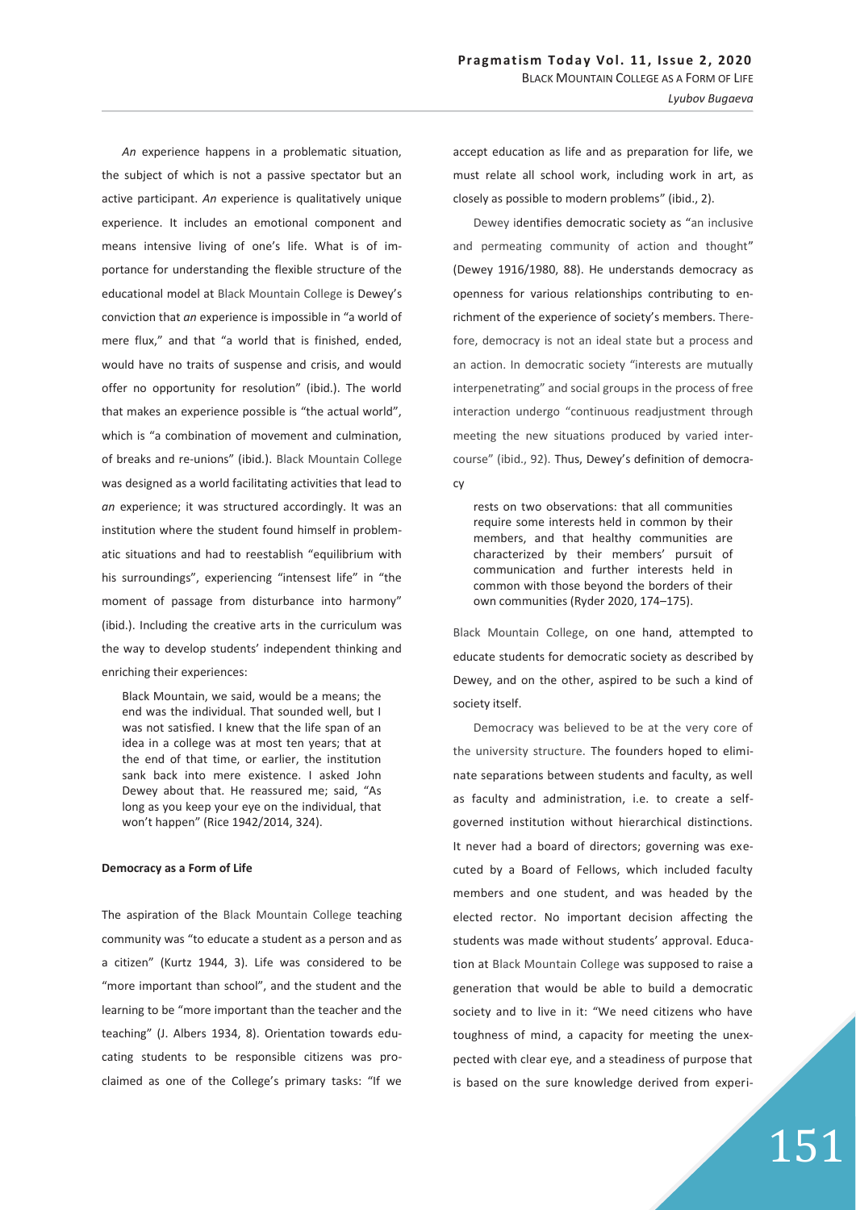*An* experience happens in a problematic situation, the subject of which is not a passive spectator but an active participant. *An* experience is qualitatively unique experience. It includes an emotional component and means intensive living of one's life. What is of importance for understanding the flexible structure of the educational model at Black Mountain College is Dewey's conviction that *an* experience is impossible in "a world of mere flux," and that "a world that is finished, ended, would have no traits of suspense and crisis, and would offer no opportunity for resolution" (ibid.). The world that makes an experience possible is "the actual world", which is "a combination of movement and culmination, of breaks and re-unions" (ibid.). Black Mountain College was designed as a world facilitating activities that lead to *an* experience; it was structured accordingly. It was an institution where the student found himself in problematic situations and had to reestablish "equilibrium with his surroundings", experiencing "intensest life" in "the moment of passage from disturbance into harmony" (ibid.). Including the creative arts in the curriculum was the way to develop students' independent thinking and enriching their experiences:

> Black Mountain, we said, would be a means; the end was the individual. That sounded well, but I was not satisfied. I knew that the life span of an idea in a college was at most ten years; that at the end of that time, or earlier, the institution sank back into mere existence. I asked John Dewey about that. He reassured me; said, "As long as you keep your eye on the individual, that won't happen" (Rice 1942/2014, 324).

### Democracy as a Form of Life

The aspiration of the Black Mountain College teaching community was "to educate a student as a person and as a citizen" (Kurtz 1944, 3). Life was considered to be "more important than school", and the student and the learning to be "more important than the teacher and the teaching" (J. Albers 1934, 8). Orientation towards educating students to be responsible citizens was proclaimed as one of the College's primary tasks: "If we accept education as life and as preparation for life, we must relate all school work, including work in art, as closely as possible to modern problems" (ibid., 2).

Dewey identifies democratic society as "an inclusive and permeating community of action and thought" (Dewey 1916/1980, 88). He understands democracy as openness for various relationships contributing to enrichment of the experience of society's members. Therefore, democracy is not an ideal state but a process and an action. In democratic society "interests are mutually interpenetrating" and social groups in the process of free interaction undergo "continuous readjustment through meeting the new situations produced by varied intercourse" (ibid., 92). Thus, Dewey's definition of democracy

> rests on two observations: that all communities require some interests held in common by their members, and that healthy communities are characterized by their members' pursuit of communication and further interests held in common with those beyond the borders of their own communities (Ryder 2020, 174–175).

Black Mountain College, on one hand, attempted to educate students for democratic society as described by Dewey, and on the other, aspired to be such a kind of society itself.

Democracy was believed to be at the very core of the university structure. The founders hoped to eliminate separations between students and faculty, as well as faculty and administration, i.e. to create a self-governed institution without hierarchical distinctions. It never had a board of directors; governing was executed by a Board of Fellows, which included faculty members and one student, and was headed by the elected rector. No important decision affecting the students was made without students' approval. Education at Black Mountain College was supposed to raise a generation that would be able to build a democratic society and to live in it: "We need citizens who have toughness of mind, a capacity for meeting the unexpected with clear eye, and a steadiness of purpose that is based on the sure knowledge derived from experi-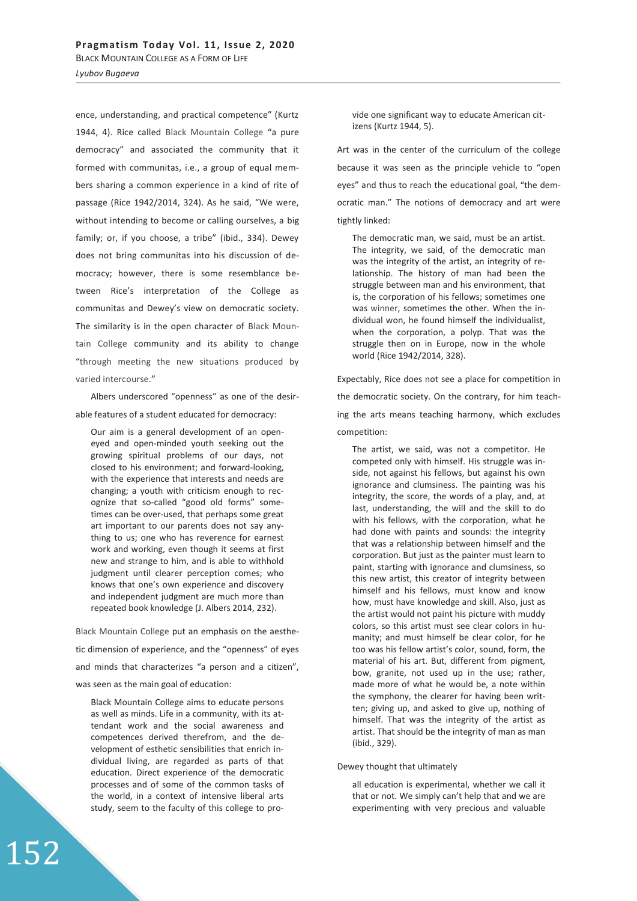ence, understanding, and practical competence" (Kurtz 1944, 4). Rice called Black Mountain College "a pure democracy" and associated the community that it formed with communitas, i.e., a group of equal members sharing a common experience in a kind of rite of passage (Rice 1942/2014, 324). As he said, "We were, without intending to become or calling ourselves, a big family; or, if you choose, a tribe" (ibid., 334). Dewey does not bring communitas into his discussion of democracy; however, there is some resemblance between Rice's interpretation of the College as communitas and Dewey's view on democratic society. The similarity is in the open character of Black Mountain College community and its ability to change "through meeting the new situations produced by varied intercourse."

Albers underscored "openness" as one of the desirable features of a student educated for democracy:

> Our aim is a general development of an open-eyed and open-minded youth seeking out the growing spiritual problems of our days, not closed to his environment; and forward-looking, with the experience that interests and needs are changing; a youth with criticism enough to recognize that so-called "good old forms" sometimes can be over-used, that perhaps some great art important to our parents does not say anything to us; one who has reverence for earnest work and working, even though it seems at first new and strange to him, and is able to withhold judgment until clearer perception comes; who knows that one's own experience and discovery and independent judgment are much more than repeated book knowledge (J. Albers 2014, 232).

Black Mountain College put an emphasis on the aesthetic dimension of experience, and the "openness" of eyes and minds that characterizes "a person and a citizen", was seen as the main goal of education:

> Black Mountain College aims to educate persons as well as minds. Life in a community, with its attendant work and the social awareness and competences derived therefrom, and the development of esthetic sensibilities that enrich individual living, are regarded as parts of that education. Direct experience of the democratic processes and of some of the common tasks of the world, in a context of intensive liberal arts study, seem to the faculty of this college to provide one significant way to educate American citizens (Kurtz 1944, 5).

Art was in the center of the curriculum of the college because it was seen as the principle vehicle to "open eyes" and thus to reach the educational goal, "the democratic man." The notions of democracy and art were tightly linked:

> The democratic man, we said, must be an artist. The integrity, we said, of the democratic man was the integrity of the artist, an integrity of relationship. The history of man had been the struggle between man and his environment, that is, the corporation of his fellows; sometimes one was winner, sometimes the other. When the individual won, he found himself the individualist, when the corporation, a polyp. That was the struggle then on in Europe, now in the whole world (Rice 1942/2014, 328).

Expectably, Rice does not see a place for competition in the democratic society. On the contrary, for him teaching the arts means teaching harmony, which excludes competition:

> The artist, we said, was not a competitor. He competed only with himself. His struggle was inside, not against his fellows, but against his own ignorance and clumsiness. The painting was his integrity, the score, the words of a play, and, at last, understanding, the will and the skill to do with his fellows, with the corporation, what he had done with paints and sounds: the integrity that was a relationship between himself and the corporation. But just as the painter must learn to paint, starting with ignorance and clumsiness, so this new artist, this creator of integrity between himself and his fellows, must know and know how, must have knowledge and skill. Also, just as the artist would not paint his picture with muddy colors, so this artist must see clear colors in humanity; and must himself be clear color, for he too was his fellow artist's color, sound, form, the material of his art. But, different from pigment, bow, granite, not used up in the use; rather, made more of what he would be, a note within the symphony, the clearer for having been written; giving up, and asked to give up, nothing of himself. That was the integrity of the artist as artist. That should be the integrity of man as man (ibid., 329).

Dewey thought that ultimately

> all education is experimental, whether we call it that or not. We simply can't help that and we are experimenting with very precious and valuable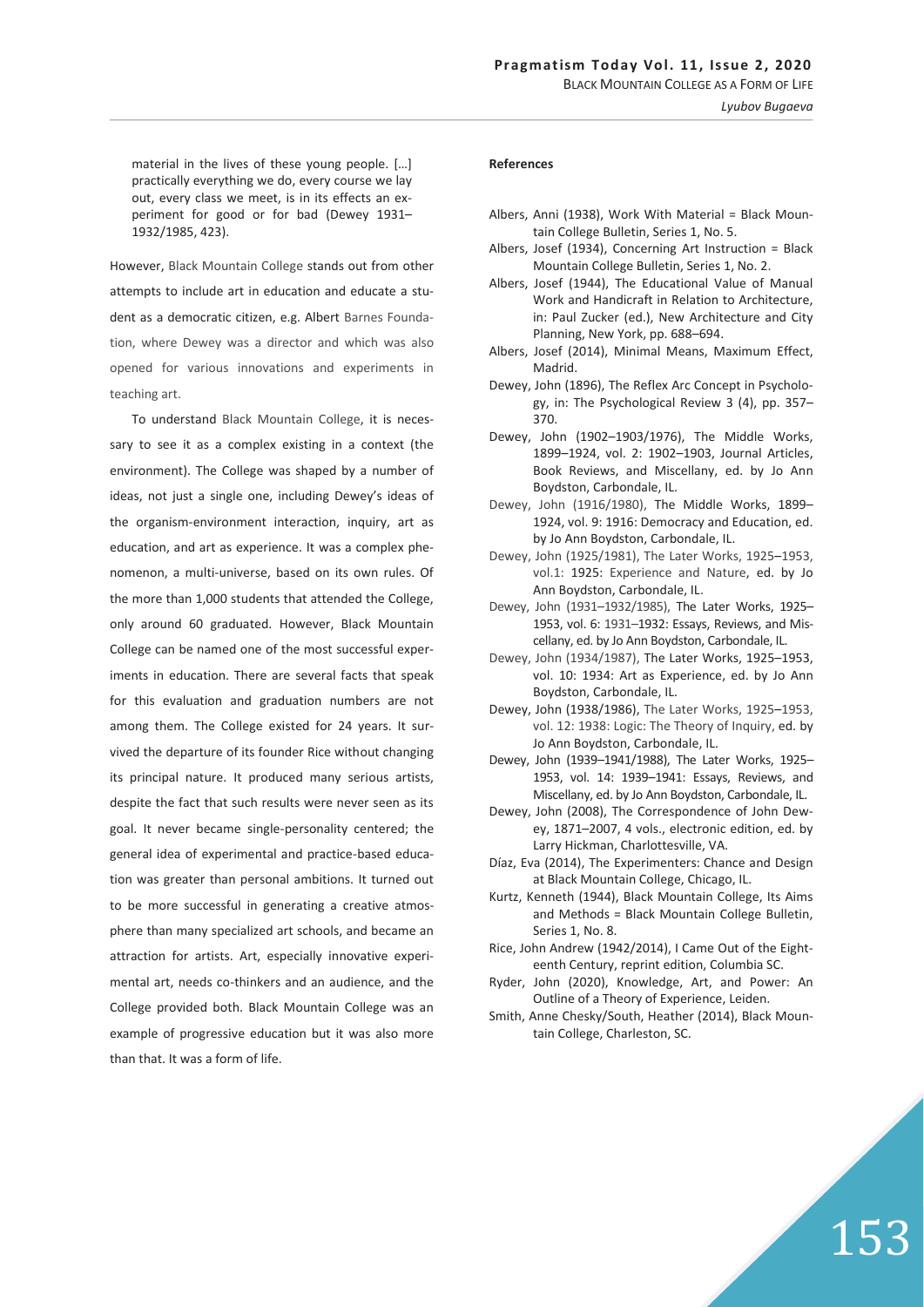material in the lives of these young people. […] practically everything we do, every course we lay out, every class we meet, is in its effects an experiment for good or for bad (Dewey 1931–1932/1985, 423).

However, Black Mountain College stands out from other attempts to include art in education and educate a student as a democratic citizen, e.g. Albert Barnes Foundation, where Dewey was a director and which was also opened for various innovations and experiments in teaching art.

To understand Black Mountain College, it is necessary to see it as a complex existing in a context (the environment). The College was shaped by a number of ideas, not just a single one, including Dewey's ideas of the organism-environment interaction, inquiry, art as education, and art as experience. It was a complex phenomenon, a multi-universe, based on its own rules. Of the more than 1,000 students that attended the College, only around 60 graduated. However, Black Mountain College can be named one of the most successful experiments in education. There are several facts that speak for this evaluation and graduation numbers are not among them. The College existed for 24 years. It survived the departure of its founder Rice without changing its principal nature. It produced many serious artists, despite the fact that such results were never seen as its goal. It never became single-personality centered; the general idea of experimental and practice-based education was greater than personal ambitions. It turned out to be more successful in generating a creative atmosphere than many specialized art schools, and became an attraction for artists. Art, especially innovative experimental art, needs co-thinkers and an audience, and the College provided both. Black Mountain College was an example of progressive education but it was also more than that. It was a form of life.

**References**

Albers, Anni (1938), Work With Material = Black Mountain College Bulletin, Series 1, No. 5.

Albers, Josef (1934), Concerning Art Instruction = Black Mountain College Bulletin, Series 1, No. 2.

Albers, Josef (1944), The Educational Value of Manual Work and Handicraft in Relation to Architecture, in: Paul Zucker (ed.), New Architecture and City Planning, New York, pp. 688–694.

Albers, Josef (2014), Minimal Means, Maximum Effect, Madrid.

Dewey, John (1896), The Reflex Arc Concept in Psychology, in: The Psychological Review 3 (4), pp. 357–370.

Dewey, John (1902–1903/1976), The Middle Works, 1899–1924, vol. 2: 1902–1903, Journal Articles, Book Reviews, and Miscellany, ed. by Jo Ann Boydston, Carbondale, IL.

Dewey, John (1916/1980), The Middle Works, 1899–1924, vol. 9: 1916: Democracy and Education, ed. by Jo Ann Boydston, Carbondale, IL.

Dewey, John (1925/1981), The Later Works, 1925–1953, vol.1: 1925: Experience and Nature, ed. by Jo Ann Boydston, Carbondale, IL.

Dewey, John (1931–1932/1985), The Later Works, 1925–1953, vol. 6: 1931–1932: Essays, Reviews, and Miscellany, ed. by Jo Ann Boydston, Carbondale, IL.

Dewey, John (1934/1987), The Later Works, 1925–1953, vol. 10: 1934: Art as Experience, ed. by Jo Ann Boydston, Carbondale, IL.

Dewey, John (1938/1986), The Later Works, 1925–1953, vol. 12: 1938: Logic: The Theory of Inquiry, ed. by Jo Ann Boydston, Carbondale, IL.

Dewey, John (1939–1941/1988), The Later Works, 1925–1953, vol. 14: 1939–1941: Essays, Reviews, and Miscellany, ed. by Jo Ann Boydston, Carbondale, IL.

Dewey, John (2008), The Correspondence of John Dewey, 1871–2007, 4 vols., electronic edition, ed. by Larry Hickman, Charlottesville, VA.

Díaz, Eva (2014), The Experimenters: Chance and Design at Black Mountain College, Chicago, IL.

Kurtz, Kenneth (1944), Black Mountain College, Its Aims and Methods = Black Mountain College Bulletin, Series 1, No. 8.

Rice, John Andrew (1942/2014), I Came Out of the Eighteenth Century, reprint edition, Columbia SC.

Ryder, John (2020), Knowledge, Art, and Power: An Outline of a Theory of Experience, Leiden.

Smith, Anne Chesky/South, Heather (2014), Black Mountain College, Charleston, SC.